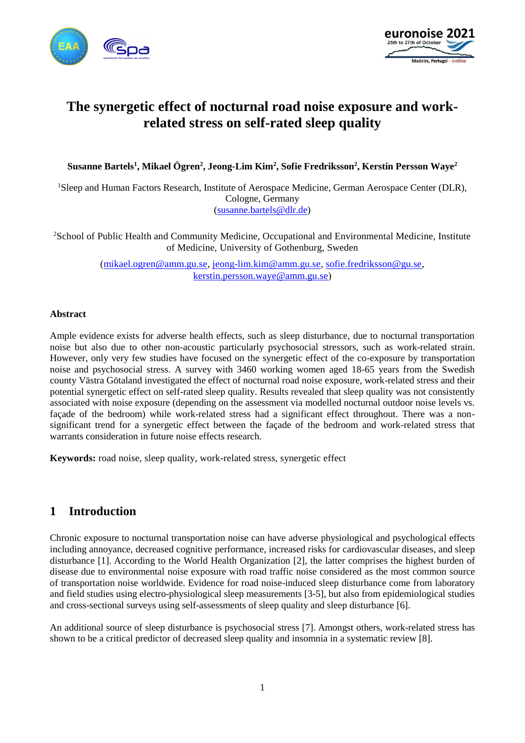# The synergetic effect of nocturnal road noise exposure and work-related stress on self-rated sleep quality

**Susanne Bartels[1], Mikael Ögren[2], Jeong-Lim Kim[2], Sofie Fredriksson[2], Kerstin Persson Waye[2]**

[1]Sleep and Human Factors Research, Institute of Aerospace Medicine, German Aerospace Center (DLR), Cologne, Germany
(susanne.bartels@dlr.de)

[2]School of Public Health and Community Medicine, Occupational and Environmental Medicine, Institute of Medicine, University of Gothenburg, Sweden

(mikael.ogren@amm.gu.se, jeong-lim.kim@amm.gu.se, sofie.fredriksson@gu.se, kerstin.persson.waye@amm.gu.se)

**Abstract**

Ample evidence exists for adverse health effects, such as sleep disturbance, due to nocturnal transportation noise but also due to other non-acoustic particularly psychosocial stressors, such as work-related strain. However, only very few studies have focused on the synergetic effect of the co-exposure by transportation noise and psychosocial stress. A survey with 3460 working women aged 18-65 years from the Swedish county Västra Götaland investigated the effect of nocturnal road noise exposure, work-related stress and their potential synergetic effect on self-rated sleep quality. Results revealed that sleep quality was not consistently associated with noise exposure (depending on the assessment via modelled nocturnal outdoor noise levels vs. façade of the bedroom) while work-related stress had a significant effect throughout. There was a non-significant trend for a synergetic effect between the façade of the bedroom and work-related stress that warrants consideration in future noise effects research.

**Keywords:** road noise, sleep quality, work-related stress, synergetic effect

## 1 Introduction

Chronic exposure to nocturnal transportation noise can have adverse physiological and psychological effects including annoyance, decreased cognitive performance, increased risks for cardiovascular diseases, and sleep disturbance [1]. According to the World Health Organization [2], the latter comprises the highest burden of disease due to environmental noise exposure with road traffic noise considered as the most common source of transportation noise worldwide. Evidence for road noise-induced sleep disturbance come from laboratory and field studies using electro-physiological sleep measurements [3-5], but also from epidemiological studies and cross-sectional surveys using self-assessments of sleep quality and sleep disturbance [6].

An additional source of sleep disturbance is psychosocial stress [7]. Amongst others, work-related stress has shown to be a critical predictor of decreased sleep quality and insomnia in a systematic review [8].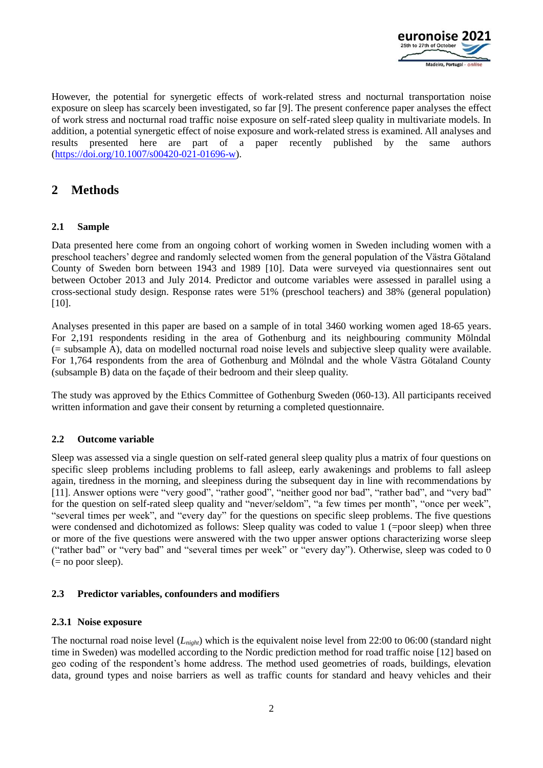However, the potential for synergetic effects of work-related stress and nocturnal transportation noise exposure on sleep has scarcely been investigated, so far [9]. The present conference paper analyses the effect of work stress and nocturnal road traffic noise exposure on self-rated sleep quality in multivariate models. In addition, a potential synergetic effect of noise exposure and work-related stress is examined. All analyses and results presented here are part of a paper recently published by the same authors (https://doi.org/10.1007/s00420-021-01696-w).

# 2 Methods

## 2.1 Sample

Data presented here come from an ongoing cohort of working women in Sweden including women with a preschool teachers' degree and randomly selected women from the general population of the Västra Götaland County of Sweden born between 1943 and 1989 [10]. Data were surveyed via questionnaires sent out between October 2013 and July 2014. Predictor and outcome variables were assessed in parallel using a cross-sectional study design. Response rates were 51% (preschool teachers) and 38% (general population) [10].

Analyses presented in this paper are based on a sample of in total 3460 working women aged 18-65 years. For 2,191 respondents residing in the area of Gothenburg and its neighbouring community Mölndal (= subsample A), data on modelled nocturnal road noise levels and subjective sleep quality were available. For 1,764 respondents from the area of Gothenburg and Mölndal and the whole Västra Götaland County (subsample B) data on the façade of their bedroom and their sleep quality.

The study was approved by the Ethics Committee of Gothenburg Sweden (060-13). All participants received written information and gave their consent by returning a completed questionnaire.

## 2.2 Outcome variable

Sleep was assessed via a single question on self-rated general sleep quality plus a matrix of four questions on specific sleep problems including problems to fall asleep, early awakenings and problems to fall asleep again, tiredness in the morning, and sleepiness during the subsequent day in line with recommendations by [11]. Answer options were "very good", "rather good", "neither good nor bad", "rather bad", and "very bad" for the question on self-rated sleep quality and "never/seldom", "a few times per month", "once per week", "several times per week", and "every day" for the questions on specific sleep problems. The five questions were condensed and dichotomized as follows: Sleep quality was coded to value 1 (=poor sleep) when three or more of the five questions were answered with the two upper answer options characterizing worse sleep ("rather bad" or "very bad" and "several times per week" or "every day"). Otherwise, sleep was coded to 0 (= no poor sleep).

## 2.3 Predictor variables, confounders and modifiers

### 2.3.1 Noise exposure

The nocturnal road noise level ($L_{night}$) which is the equivalent noise level from 22:00 to 06:00 (standard night time in Sweden) was modelled according to the Nordic prediction method for road traffic noise [12] based on geo coding of the respondent's home address. The method used geometries of roads, buildings, elevation data, ground types and noise barriers as well as traffic counts for standard and heavy vehicles and their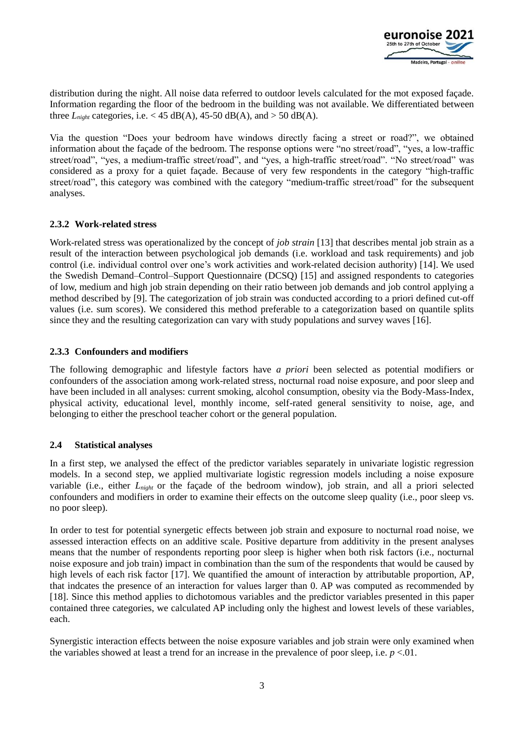distribution during the night. All noise data referred to outdoor levels calculated for the mot exposed façade. Information regarding the floor of the bedroom in the building was not available. We differentiated between three $L_{night}$ categories, i.e. < 45 dB(A), 45-50 dB(A), and > 50 dB(A).

Via the question "Does your bedroom have windows directly facing a street or road?", we obtained information about the façade of the bedroom. The response options were "no street/road", "yes, a low-traffic street/road", "yes, a medium-traffic street/road", and "yes, a high-traffic street/road". "No street/road" was considered as a proxy for a quiet façade. Because of very few respondents in the category "high-traffic street/road", this category was combined with the category "medium-traffic street/road" for the subsequent analyses.

### 2.3.2 Work-related stress

Work-related stress was operationalized by the concept of *job strain* [13] that describes mental job strain as a result of the interaction between psychological job demands (i.e. workload and task requirements) and job control (i.e. individual control over one's work activities and work-related decision authority) [14]. We used the Swedish Demand–Control–Support Questionnaire (DCSQ) [15] and assigned respondents to categories of low, medium and high job strain depending on their ratio between job demands and job control applying a method described by [9]. The categorization of job strain was conducted according to a priori defined cut-off values (i.e. sum scores). We considered this method preferable to a categorization based on quantile splits since they and the resulting categorization can vary with study populations and survey waves [16].

### 2.3.3 Confounders and modifiers

The following demographic and lifestyle factors have *a priori* been selected as potential modifiers or confounders of the association among work-related stress, nocturnal road noise exposure, and poor sleep and have been included in all analyses: current smoking, alcohol consumption, obesity via the Body-Mass-Index, physical activity, educational level, monthly income, self-rated general sensitivity to noise, age, and belonging to either the preschool teacher cohort or the general population.

## 2.4 Statistical analyses

In a first step, we analysed the effect of the predictor variables separately in univariate logistic regression models. In a second step, we applied multivariate logistic regression models including a noise exposure variable (i.e., either $L_{night}$ or the façade of the bedroom window), job strain, and all a priori selected confounders and modifiers in order to examine their effects on the outcome sleep quality (i.e., poor sleep vs. no poor sleep).

In order to test for potential synergetic effects between job strain and exposure to nocturnal road noise, we assessed interaction effects on an additive scale. Positive departure from additivity in the present analyses means that the number of respondents reporting poor sleep is higher when both risk factors (i.e., nocturnal noise exposure and job train) impact in combination than the sum of the respondents that would be caused by high levels of each risk factor [17]. We quantified the amount of interaction by attributable proportion, AP, that indcates the presence of an interaction for values larger than 0. AP was computed as recommended by [18]. Since this method applies to dichotomous variables and the predictor variables presented in this paper contained three categories, we calculated AP including only the highest and lowest levels of these variables, each.

Synergistic interaction effects between the noise exposure variables and job strain were only examined when the variables showed at least a trend for an increase in the prevalence of poor sleep, i.e. $p$ <.01.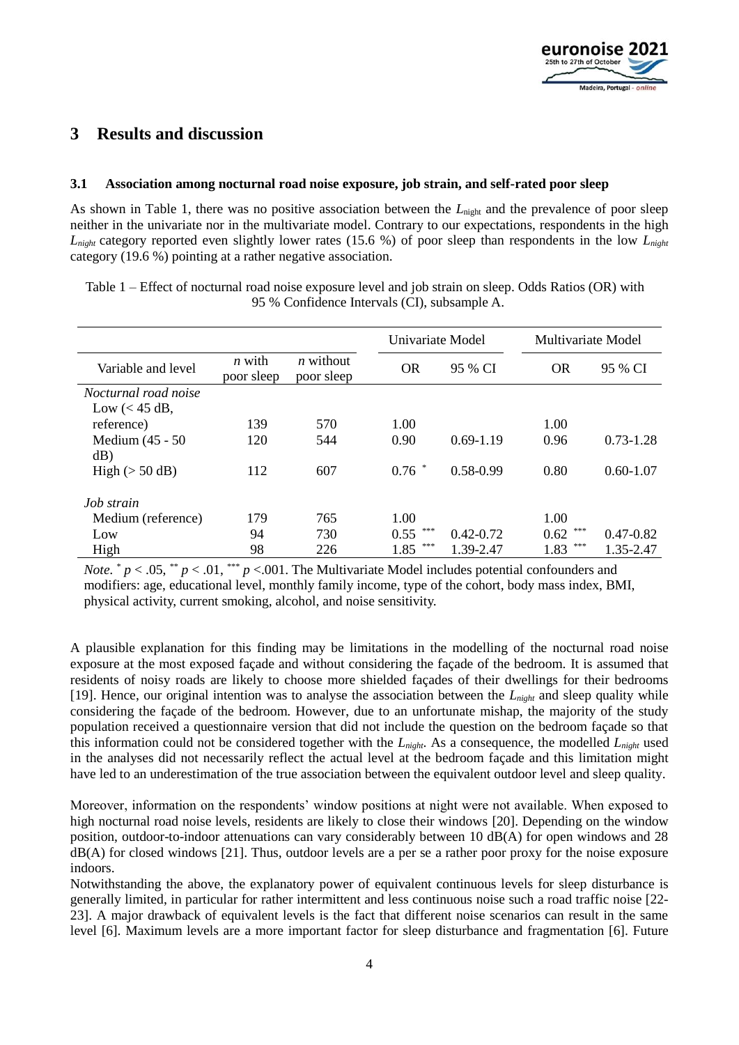## 3 Results and discussion

### 3.1 Association among nocturnal road noise exposure, job strain, and self-rated poor sleep

As shown in Table 1, there was no positive association between the $L_{\text{night}}$ and the prevalence of poor sleep neither in the univariate nor in the multivariate model. Contrary to our expectations, respondents in the high $L_{night}$ category reported even slightly lower rates (15.6 %) of poor sleep than respondents in the low $L_{night}$ category (19.6 %) pointing at a rather negative association.

Table 1 – Effect of nocturnal road noise exposure level and job strain on sleep. Odds Ratios (OR) with 95 % Confidence Intervals (CI), subsample A.

| | | | Univariate Model | | Multivariate Model | |
|---|---|---|---|---|---|---|
| Variable and level | *n* with poor sleep | *n* without poor sleep | OR | 95 % CI | OR | 95 % CI |
| *Nocturnal road noise* | | | | | | |
| Low (< 45 dB, reference) | 139 | 570 | 1.00 | | 1.00 | |
| Medium (45 - 50 dB) | 120 | 544 | 0.90 | 0.69-1.19 | 0.96 | 0.73-1.28 |
| High (> 50 dB) | 112 | 607 | 0.76 $^{*}$ | 0.58-0.99 | 0.80 | 0.60-1.07 |
| *Job strain* | | | | | | |
| Medium (reference) | 179 | 765 | 1.00 | | 1.00 | |
| Low | 94 | 730 | 0.55 $^{***}$ | 0.42-0.72 | 0.62 $^{***}$ | 0.47-0.82 |
| High | 98 | 226 | 1.85 $^{***}$ | 1.39-2.47 | 1.83 $^{***}$ | 1.35-2.47 |

*Note.* $^{*}$ $p < .05$, $^{**}$ $p < .01$, $^{***}$ $p < .001$. The Multivariate Model includes potential confounders and modifiers: age, educational level, monthly family income, type of the cohort, body mass index, BMI, physical activity, current smoking, alcohol, and noise sensitivity.

A plausible explanation for this finding may be limitations in the modelling of the nocturnal road noise exposure at the most exposed façade and without considering the façade of the bedroom. It is assumed that residents of noisy roads are likely to choose more shielded façades of their dwellings for their bedrooms [19]. Hence, our original intention was to analyse the association between the $L_{night}$ and sleep quality while considering the façade of the bedroom. However, due to an unfortunate mishap, the majority of the study population received a questionnaire version that did not include the question on the bedroom façade so that this information could not be considered together with the $L_{night}$. As a consequence, the modelled $L_{night}$ used in the analyses did not necessarily reflect the actual level at the bedroom façade and this limitation might have led to an underestimation of the true association between the equivalent outdoor level and sleep quality.

Moreover, information on the respondents' window positions at night were not available. When exposed to high nocturnal road noise levels, residents are likely to close their windows [20]. Depending on the window position, outdoor-to-indoor attenuations can vary considerably between 10 dB(A) for open windows and 28 dB(A) for closed windows [21]. Thus, outdoor levels are a per se a rather poor proxy for the noise exposure indoors.

Notwithstanding the above, the explanatory power of equivalent continuous levels for sleep disturbance is generally limited, in particular for rather intermittent and less continuous noise such a road traffic noise [22-23]. A major drawback of equivalent levels is the fact that different noise scenarios can result in the same level [6]. Maximum levels are a more important factor for sleep disturbance and fragmentation [6]. Future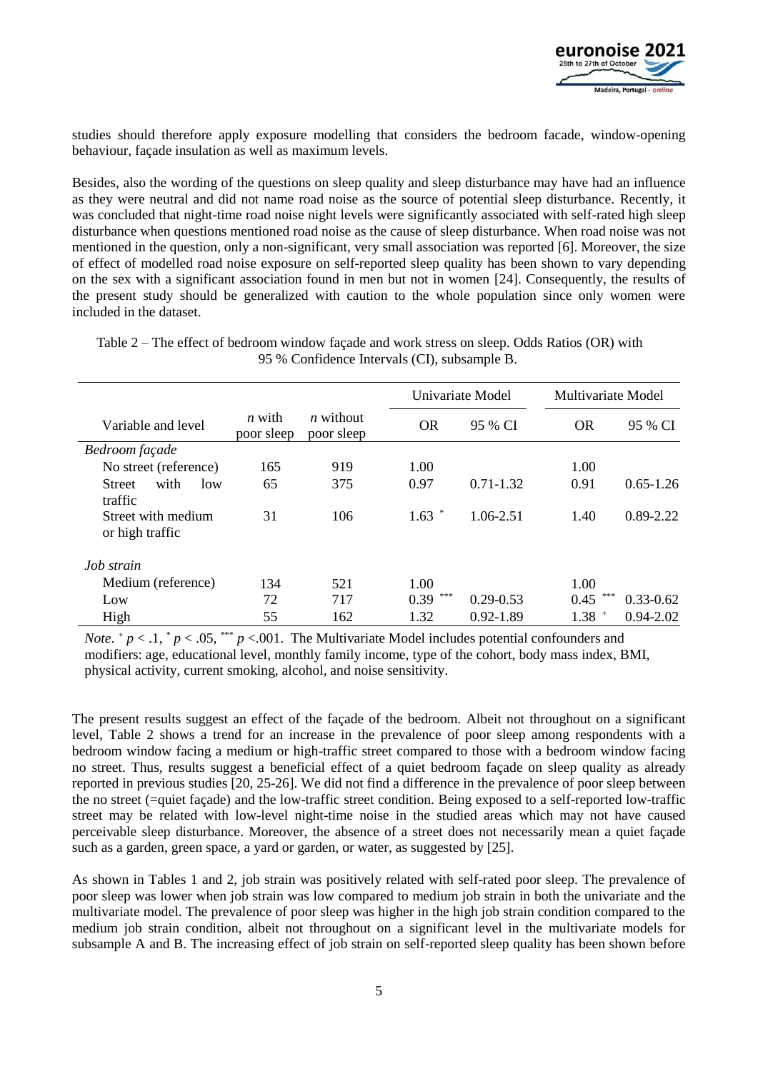studies should therefore apply exposure modelling that considers the bedroom facade, window-opening behaviour, façade insulation as well as maximum levels.

Besides, also the wording of the questions on sleep quality and sleep disturbance may have had an influence as they were neutral and did not name road noise as the source of potential sleep disturbance. Recently, it was concluded that night-time road noise night levels were significantly associated with self-rated high sleep disturbance when questions mentioned road noise as the cause of sleep disturbance. When road noise was not mentioned in the question, only a non-significant, very small association was reported [6]. Moreover, the size of effect of modelled road noise exposure on self-reported sleep quality has been shown to vary depending on the sex with a significant association found in men but not in women [24]. Consequently, the results of the present study should be generalized with caution to the whole population since only women were included in the dataset.

Table 2 – The effect of bedroom window façade and work stress on sleep. Odds Ratios (OR) with 95 % Confidence Intervals (CI), subsample B.

| Variable and level | *n* with poor sleep | *n* without poor sleep | Univariate Model | | Multivariate Model | |
|---|---|---|---|---|---|---|
| | | | OR | 95 % CI | OR | 95 % CI |
| *Bedroom façade* | | | | | | |
| No street (reference) | 165 | 919 | 1.00 | | 1.00 | |
| Street with low traffic | 65 | 375 | 0.97 | 0.71-1.32 | 0.91 | 0.65-1.26 |
| Street with medium or high traffic | 31 | 106 | 1.63 * | 1.06-2.51 | 1.40 | 0.89-2.22 |
| *Job strain* | | | | | | |
| Medium (reference) | 134 | 521 | 1.00 | | 1.00 | |
| Low | 72 | 717 | 0.39 *** | 0.29-0.53 | 0.45 *** | 0.33-0.62 |
| High | 55 | 162 | 1.32 | 0.92-1.89 | 1.38 + | 0.94-2.02 |

*Note*. + $p < .1$, * $p < .05$, *** $p < .001$. The Multivariate Model includes potential confounders and modifiers: age, educational level, monthly family income, type of the cohort, body mass index, BMI, physical activity, current smoking, alcohol, and noise sensitivity.

The present results suggest an effect of the façade of the bedroom. Albeit not throughout on a significant level, Table 2 shows a trend for an increase in the prevalence of poor sleep among respondents with a bedroom window facing a medium or high-traffic street compared to those with a bedroom window facing no street. Thus, results suggest a beneficial effect of a quiet bedroom façade on sleep quality as already reported in previous studies [20, 25-26]. We did not find a difference in the prevalence of poor sleep between the no street (=quiet façade) and the low-traffic street condition. Being exposed to a self-reported low-traffic street may be related with low-level night-time noise in the studied areas which may not have caused perceivable sleep disturbance. Moreover, the absence of a street does not necessarily mean a quiet façade such as a garden, green space, a yard or garden, or water, as suggested by [25].

As shown in Tables 1 and 2, job strain was positively related with self-rated poor sleep. The prevalence of poor sleep was lower when job strain was low compared to medium job strain in both the univariate and the multivariate model. The prevalence of poor sleep was higher in the high job strain condition compared to the medium job strain condition, albeit not throughout on a significant level in the multivariate models for subsample A and B. The increasing effect of job strain on self-reported sleep quality has been shown before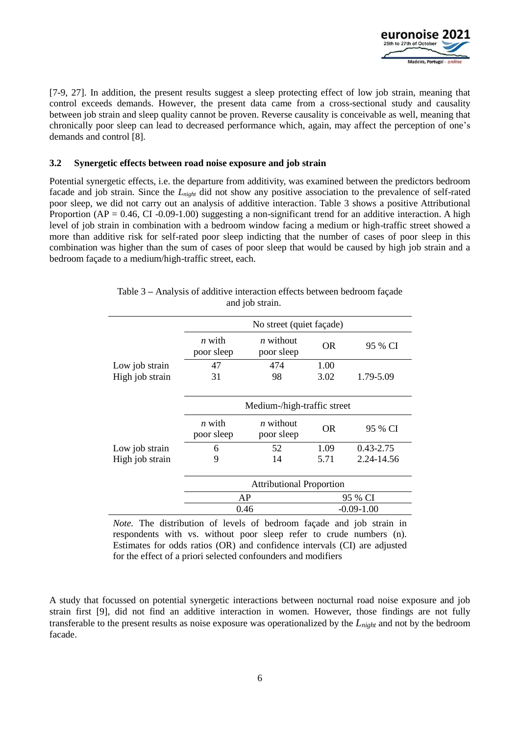[7-9, 27]. In addition, the present results suggest a sleep protecting effect of low job strain, meaning that control exceeds demands. However, the present data came from a cross-sectional study and causality between job strain and sleep quality cannot be proven. Reverse causality is conceivable as well, meaning that chronically poor sleep can lead to decreased performance which, again, may affect the perception of one's demands and control [8].

### 3.2 Synergetic effects between road noise exposure and job strain

Potential synergetic effects, i.e. the departure from additivity, was examined between the predictors bedroom facade and job strain. Since the $L_{night}$ did not show any positive association to the prevalence of self-rated poor sleep, we did not carry out an analysis of additive interaction. Table 3 shows a positive Attributional Proportion (AP = 0.46, CI -0.09-1.00) suggesting a non-significant trend for an additive interaction. A high level of job strain in combination with a bedroom window facing a medium or high-traffic street showed a more than additive risk for self-rated poor sleep indicting that the number of cases of poor sleep in this combination was higher than the sum of cases of poor sleep that would be caused by high job strain and a bedroom façade to a medium/high-traffic street, each.

Table 3 – Analysis of additive interaction effects between bedroom façade and job strain.

| | No street (quiet façade) | | | |
|---|---|---|---|---|
| | *n* with poor sleep | *n* without poor sleep | OR | 95 % CI |
| Low job strain | 47 | 474 | 1.00 | |
| High job strain | 31 | 98 | 3.02 | 1.79-5.09 |
| | **Medium-/high-traffic street** | | | |
| | *n* with poor sleep | *n* without poor sleep | OR | 95 % CI |
| Low job strain | 6 | 52 | 1.09 | 0.43-2.75 |
| High job strain | 9 | 14 | 5.71 | 2.24-14.56 |
| | **Attributional Proportion** | | | |
| | AP | | 95 % CI | |
| | 0.46 | | -0.09-1.00 | |

*Note.* The distribution of levels of bedroom façade and job strain in respondents with vs. without poor sleep refer to crude numbers (n). Estimates for odds ratios (OR) and confidence intervals (CI) are adjusted for the effect of a priori selected confounders and modifiers

A study that focussed on potential synergetic interactions between nocturnal road noise exposure and job strain first [9], did not find an additive interaction in women. However, those findings are not fully transferable to the present results as noise exposure was operationalized by the $L_{night}$ and not by the bedroom facade.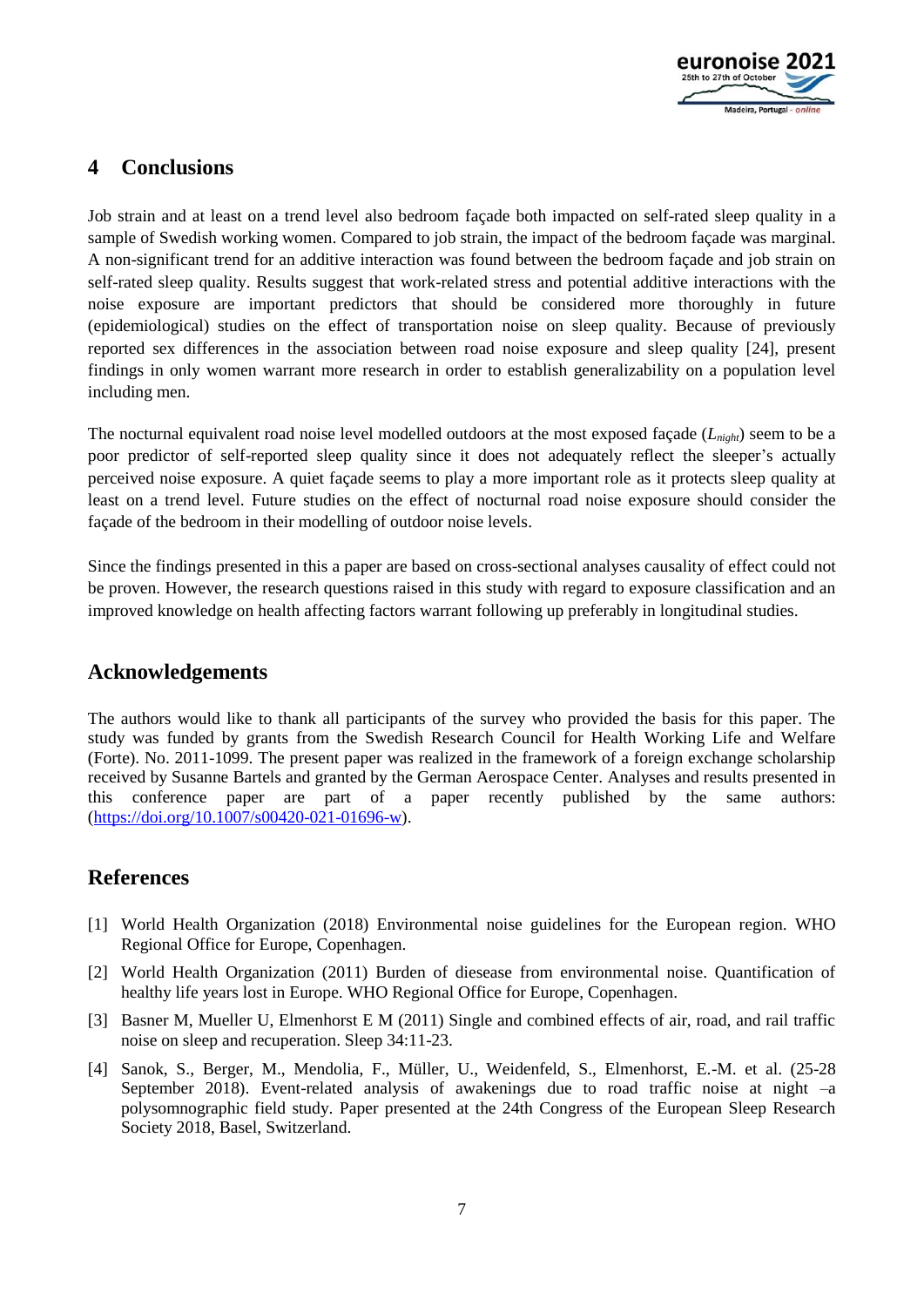## 4 Conclusions

Job strain and at least on a trend level also bedroom façade both impacted on self-rated sleep quality in a sample of Swedish working women. Compared to job strain, the impact of the bedroom façade was marginal. A non-significant trend for an additive interaction was found between the bedroom façade and job strain on self-rated sleep quality. Results suggest that work-related stress and potential additive interactions with the noise exposure are important predictors that should be considered more thoroughly in future (epidemiological) studies on the effect of transportation noise on sleep quality. Because of previously reported sex differences in the association between road noise exposure and sleep quality [24], present findings in only women warrant more research in order to establish generalizability on a population level including men.

The nocturnal equivalent road noise level modelled outdoors at the most exposed façade ($L_{night}$) seem to be a poor predictor of self-reported sleep quality since it does not adequately reflect the sleeper's actually perceived noise exposure. A quiet façade seems to play a more important role as it protects sleep quality at least on a trend level. Future studies on the effect of nocturnal road noise exposure should consider the façade of the bedroom in their modelling of outdoor noise levels.

Since the findings presented in this a paper are based on cross-sectional analyses causality of effect could not be proven. However, the research questions raised in this study with regard to exposure classification and an improved knowledge on health affecting factors warrant following up preferably in longitudinal studies.

## Acknowledgements

The authors would like to thank all participants of the survey who provided the basis for this paper. The study was funded by grants from the Swedish Research Council for Health Working Life and Welfare (Forte). No. 2011-1099. The present paper was realized in the framework of a foreign exchange scholarship received by Susanne Bartels and granted by the German Aerospace Center. Analyses and results presented in this conference paper are part of a paper recently published by the same authors: (https://doi.org/10.1007/s00420-021-01696-w).

## References

[1] World Health Organization (2018) Environmental noise guidelines for the European region. WHO Regional Office for Europe, Copenhagen.

[2] World Health Organization (2011) Burden of diesease from environmental noise. Quantification of healthy life years lost in Europe. WHO Regional Office for Europe, Copenhagen.

[3] Basner M, Mueller U, Elmenhorst E M (2011) Single and combined effects of air, road, and rail traffic noise on sleep and recuperation. Sleep 34:11-23.

[4] Sanok, S., Berger, M., Mendolia, F., Müller, U., Weidenfeld, S., Elmenhorst, E.-M. et al. (25-28 September 2018). Event-related analysis of awakenings due to road traffic noise at night –a polysomnographic field study. Paper presented at the 24th Congress of the European Sleep Research Society 2018, Basel, Switzerland.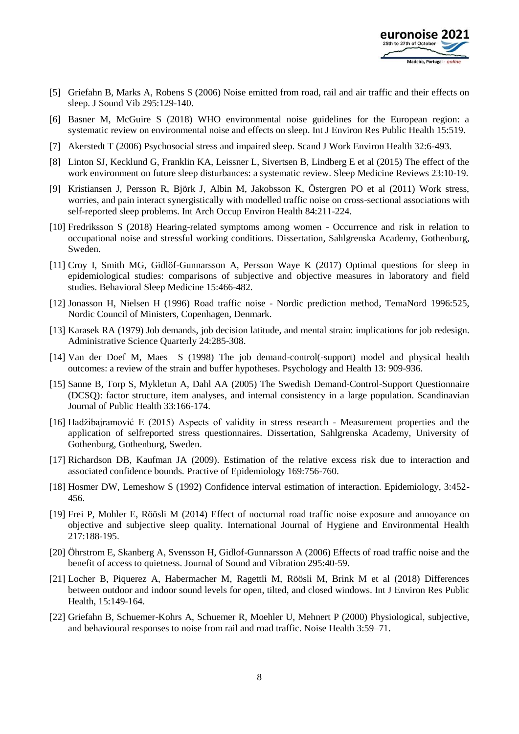[5] Griefahn B, Marks A, Robens S (2006) Noise emitted from road, rail and air traffic and their effects on sleep. J Sound Vib 295:129-140.

[6] Basner M, McGuire S (2018) WHO environmental noise guidelines for the European region: a systematic review on environmental noise and effects on sleep. Int J Environ Res Public Health 15:519.

[7] Akerstedt T (2006) Psychosocial stress and impaired sleep. Scand J Work Environ Health 32:6-493.

[8] Linton SJ, Kecklund G, Franklin KA, Leissner L, Sivertsen B, Lindberg E et al (2015) The effect of the work environment on future sleep disturbances: a systematic review. Sleep Medicine Reviews 23:10-19.

[9] Kristiansen J, Persson R, Björk J, Albin M, Jakobsson K, Östergren PO et al (2011) Work stress, worries, and pain interact synergistically with modelled traffic noise on cross-sectional associations with self-reported sleep problems. Int Arch Occup Environ Health 84:211-224.

[10] Fredriksson S (2018) Hearing-related symptoms among women - Occurrence and risk in relation to occupational noise and stressful working conditions. Dissertation, Sahlgrenska Academy, Gothenburg, Sweden.

[11] Croy I, Smith MG, Gidlöf-Gunnarsson A, Persson Waye K (2017) Optimal questions for sleep in epidemiological studies: comparisons of subjective and objective measures in laboratory and field studies. Behavioral Sleep Medicine 15:466-482.

[12] Jonasson H, Nielsen H (1996) Road traffic noise - Nordic prediction method, TemaNord 1996:525, Nordic Council of Ministers, Copenhagen, Denmark.

[13] Karasek RA (1979) Job demands, job decision latitude, and mental strain: implications for job redesign. Administrative Science Quarterly 24:285-308.

[14] Van der Doef M, Maes S (1998) The job demand-control(-support) model and physical health outcomes: a review of the strain and buffer hypotheses. Psychology and Health 13: 909-936.

[15] Sanne B, Torp S, Mykletun A, Dahl AA (2005) The Swedish Demand-Control-Support Questionnaire (DCSQ): factor structure, item analyses, and internal consistency in a large population. Scandinavian Journal of Public Health 33:166-174.

[16] Hadžibajramović E (2015) Aspects of validity in stress research - Measurement properties and the application of selfreported stress questionnaires. Dissertation, Sahlgrenska Academy, University of Gothenburg, Gothenburg, Sweden.

[17] Richardson DB, Kaufman JA (2009). Estimation of the relative excess risk due to interaction and associated confidence bounds. Practive of Epidemiology 169:756-760.

[18] Hosmer DW, Lemeshow S (1992) Confidence interval estimation of interaction. Epidemiology, 3:452-456.

[19] Frei P, Mohler E, Röösli M (2014) Effect of nocturnal road traffic noise exposure and annoyance on objective and subjective sleep quality. International Journal of Hygiene and Environmental Health 217:188-195.

[20] Öhrstrom E, Skanberg A, Svensson H, Gidlof-Gunnarsson A (2006) Effects of road traffic noise and the benefit of access to quietness. Journal of Sound and Vibration 295:40-59.

[21] Locher B, Piquerez A, Habermacher M, Ragettli M, Röösli M, Brink M et al (2018) Differences between outdoor and indoor sound levels for open, tilted, and closed windows. Int J Environ Res Public Health, 15:149-164.

[22] Griefahn B, Schuemer-Kohrs A, Schuemer R, Moehler U, Mehnert P (2000) Physiological, subjective, and behavioural responses to noise from rail and road traffic. Noise Health 3:59–71.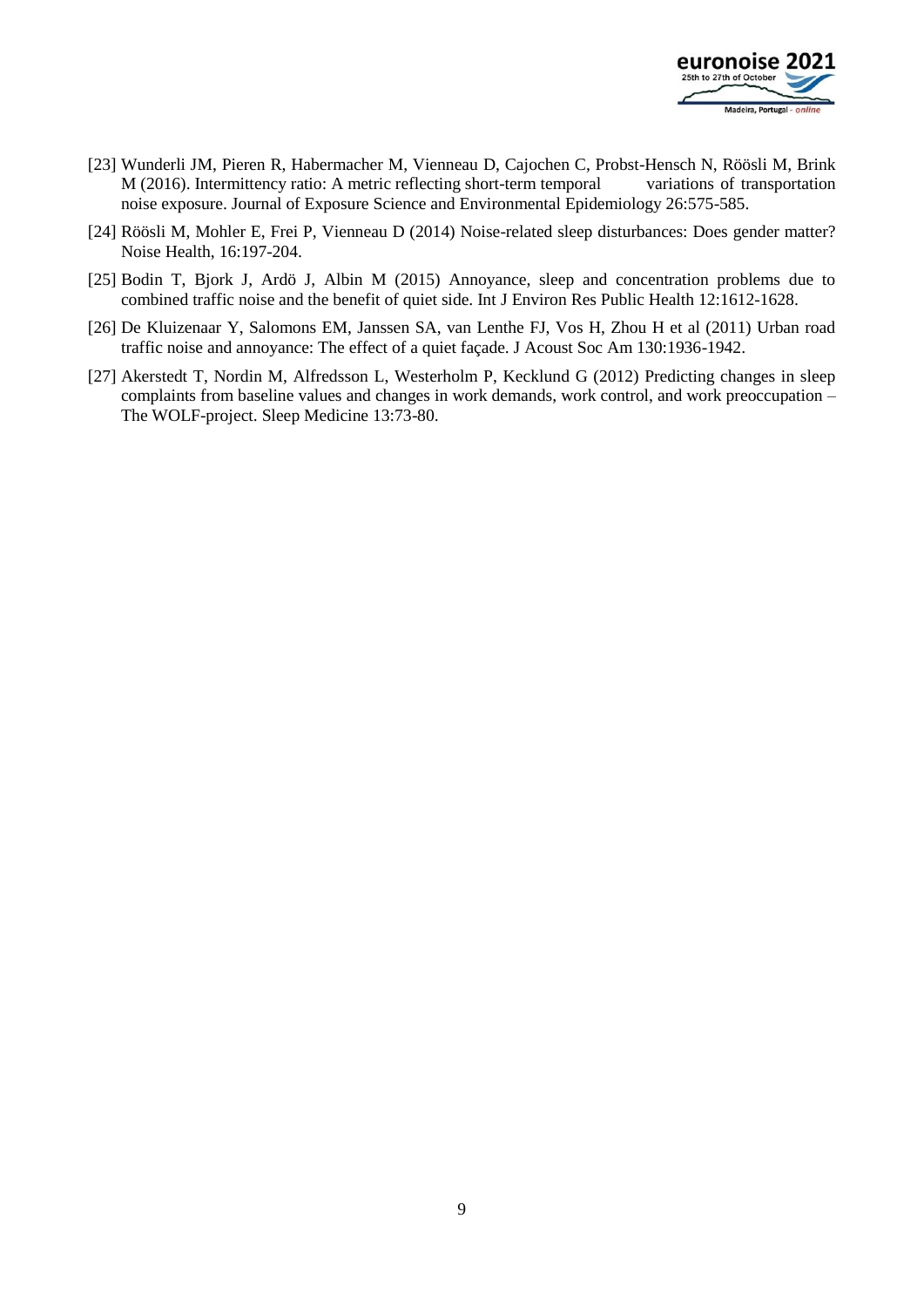[23] Wunderli JM, Pieren R, Habermacher M, Vienneau D, Cajochen C, Probst-Hensch N, Röösli M, Brink M (2016). Intermittency ratio: A metric reflecting short-term temporal variations of transportation noise exposure. Journal of Exposure Science and Environmental Epidemiology 26:575-585.

[24] Röösli M, Mohler E, Frei P, Vienneau D (2014) Noise-related sleep disturbances: Does gender matter? Noise Health, 16:197-204.

[25] Bodin T, Bjork J, Ardö J, Albin M (2015) Annoyance, sleep and concentration problems due to combined traffic noise and the benefit of quiet side. Int J Environ Res Public Health 12:1612-1628.

[26] De Kluizenaar Y, Salomons EM, Janssen SA, van Lenthe FJ, Vos H, Zhou H et al (2011) Urban road traffic noise and annoyance: The effect of a quiet façade. J Acoust Soc Am 130:1936-1942.

[27] Akerstedt T, Nordin M, Alfredsson L, Westerholm P, Kecklund G (2012) Predicting changes in sleep complaints from baseline values and changes in work demands, work control, and work preoccupation – The WOLF-project. Sleep Medicine 13:73-80.